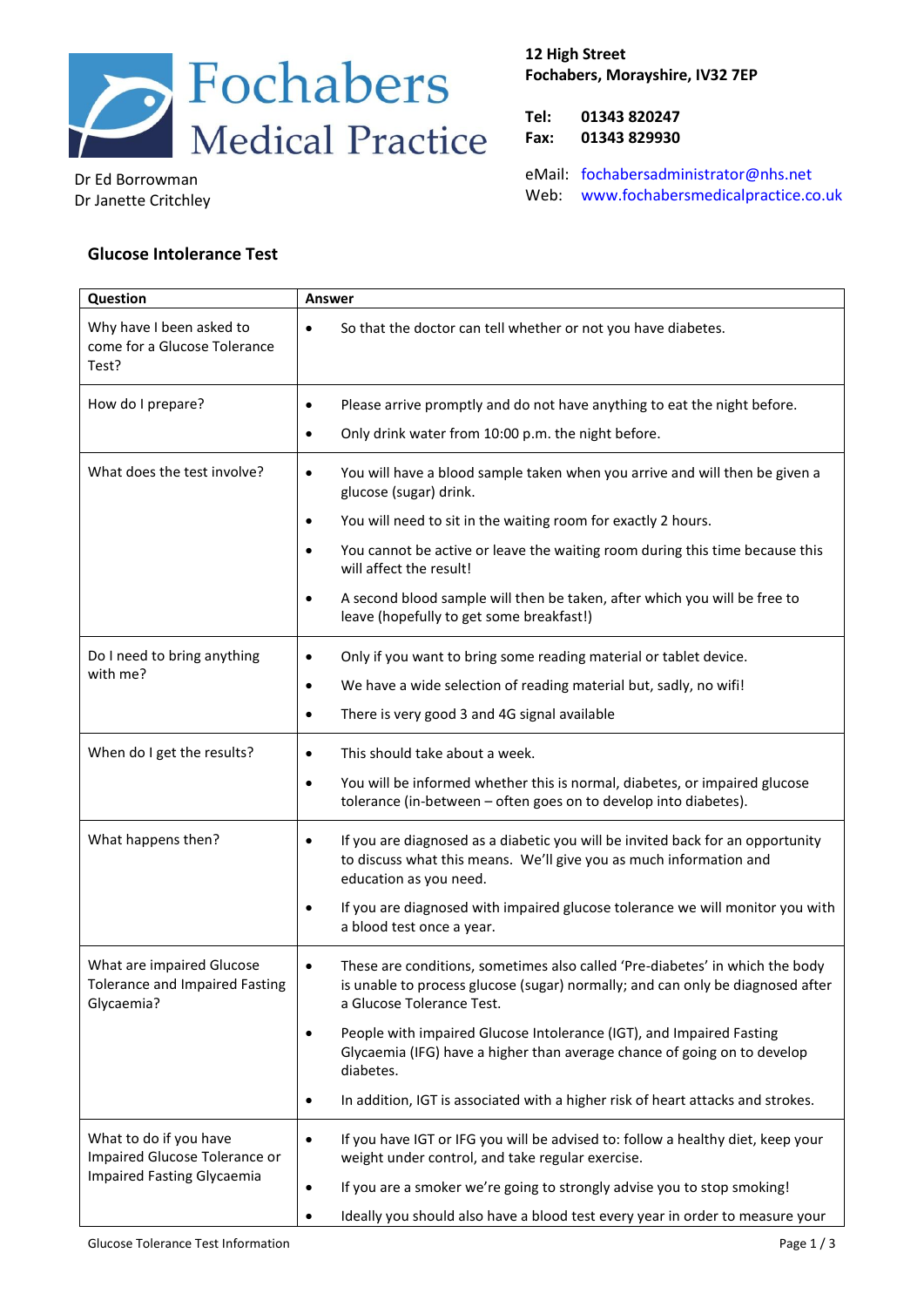Fochabers Medical Practice

Dr Ed Borrowman
Dr Janette Critchley

**12 High Street**
**Fochabers, Morayshire, IV32 7EP**

**Tel:** **01343 820247**
**Fax:** **01343 829930**

eMail: fochabersadministrator@nhs.net
Web: www.fochabersmedicalpractice.co.uk

## Glucose Intolerance Test

| Question | Answer |
|---|---|
| Why have I been asked to come for a Glucose Tolerance Test? | • So that the doctor can tell whether or not you have diabetes. |
| How do I prepare? | • Please arrive promptly and do not have anything to eat the night before.<br>• Only drink water from 10:00 p.m. the night before. |
| What does the test involve? | • You will have a blood sample taken when you arrive and will then be given a glucose (sugar) drink.<br>• You will need to sit in the waiting room for exactly 2 hours.<br>• You cannot be active or leave the waiting room during this time because this will affect the result!<br>• A second blood sample will then be taken, after which you will be free to leave (hopefully to get some breakfast!) |
| Do I need to bring anything with me? | • Only if you want to bring some reading material or tablet device.<br>• We have a wide selection of reading material but, sadly, no wifi!<br>• There is very good 3 and 4G signal available |
| When do I get the results? | • This should take about a week.<br>• You will be informed whether this is normal, diabetes, or impaired glucose tolerance (in-between – often goes on to develop into diabetes). |
| What happens then? | • If you are diagnosed as a diabetic you will be invited back for an opportunity to discuss what this means. We'll give you as much information and education as you need.<br>• If you are diagnosed with impaired glucose tolerance we will monitor you with a blood test once a year. |
| What are impaired Glucose Tolerance and Impaired Fasting Glycaemia? | • These are conditions, sometimes also called 'Pre-diabetes' in which the body is unable to process glucose (sugar) normally; and can only be diagnosed after a Glucose Tolerance Test.<br>• People with impaired Glucose Intolerance (IGT), and Impaired Fasting Glycaemia (IFG) have a higher than average chance of going on to develop diabetes.<br>• In addition, IGT is associated with a higher risk of heart attacks and strokes. |
| What to do if you have Impaired Glucose Tolerance or Impaired Fasting Glycaemia | • If you have IGT or IFG you will be advised to: follow a healthy diet, keep your weight under control, and take regular exercise.<br>• If you are a smoker we're going to strongly advise you to stop smoking!<br>• Ideally you should also have a blood test every year in order to measure your |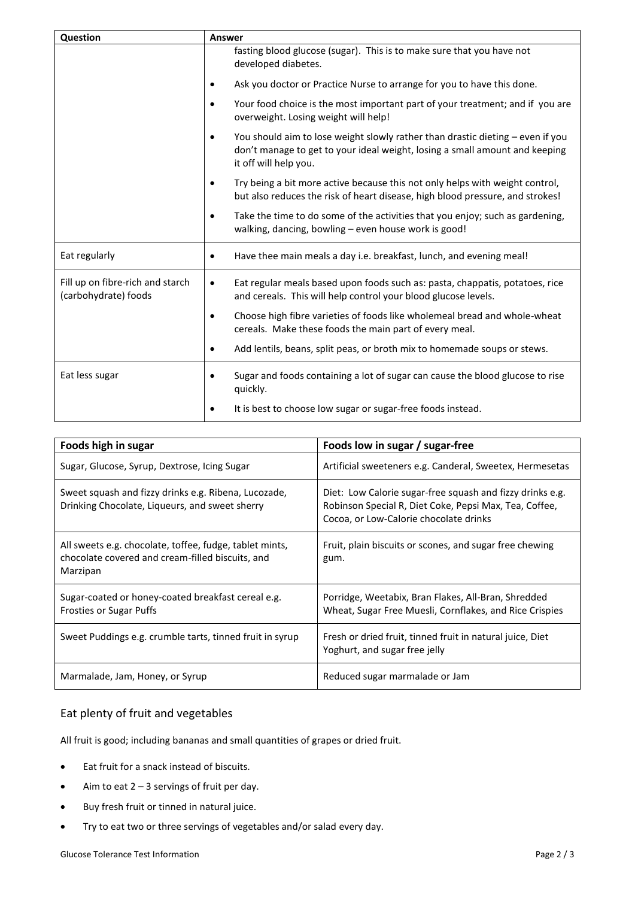| Question | Answer |
|---|---|
| | fasting blood glucose (sugar). This is to make sure that you have not developed diabetes.<br>• Ask you doctor or Practice Nurse to arrange for you to have this done.<br>• Your food choice is the most important part of your treatment; and if you are overweight. Losing weight will help!<br>• You should aim to lose weight slowly rather than drastic dieting – even if you don't manage to get to your ideal weight, losing a small amount and keeping it off will help you.<br>• Try being a bit more active because this not only helps with weight control, but also reduces the risk of heart disease, high blood pressure, and strokes!<br>• Take the time to do some of the activities that you enjoy; such as gardening, walking, dancing, bowling – even house work is good! |
| Eat regularly | • Have thee main meals a day i.e. breakfast, lunch, and evening meal! |
| Fill up on fibre-rich and starch (carbohydrate) foods | • Eat regular meals based upon foods such as: pasta, chappatis, potatoes, rice and cereals. This will help control your blood glucose levels.<br>• Choose high fibre varieties of foods like wholemeal bread and whole-wheat cereals. Make these foods the main part of every meal.<br>• Add lentils, beans, split peas, or broth mix to homemade soups or stews. |
| Eat less sugar | • Sugar and foods containing a lot of sugar can cause the blood glucose to rise quickly.<br>• It is best to choose low sugar or sugar-free foods instead. |

| Foods high in sugar | Foods low in sugar / sugar-free |
|---|---|
| Sugar, Glucose, Syrup, Dextrose, Icing Sugar | Artificial sweeteners e.g. Canderal, Sweetex, Hermesetas |
| Sweet squash and fizzy drinks e.g. Ribena, Lucozade, Drinking Chocolate, Liqueurs, and sweet sherry | Diet: Low Calorie sugar-free squash and fizzy drinks e.g. Robinson Special R, Diet Coke, Pepsi Max, Tea, Coffee, Cocoa, or Low-Calorie chocolate drinks |
| All sweets e.g. chocolate, toffee, fudge, tablet mints, chocolate covered and cream-filled biscuits, and Marzipan | Fruit, plain biscuits or scones, and sugar free chewing gum. |
| Sugar-coated or honey-coated breakfast cereal e.g. Frosties or Sugar Puffs | Porridge, Weetabix, Bran Flakes, All-Bran, Shredded Wheat, Sugar Free Muesli, Cornflakes, and Rice Crispies |
| Sweet Puddings e.g. crumble tarts, tinned fruit in syrup | Fresh or dried fruit, tinned fruit in natural juice, Diet Yoghurt, and sugar free jelly |
| Marmalade, Jam, Honey, or Syrup | Reduced sugar marmalade or Jam |

## Eat plenty of fruit and vegetables

All fruit is good; including bananas and small quantities of grapes or dried fruit.

- Eat fruit for a snack instead of biscuits.
- Aim to eat 2 – 3 servings of fruit per day.
- Buy fresh fruit or tinned in natural juice.
- Try to eat two or three servings of vegetables and/or salad every day.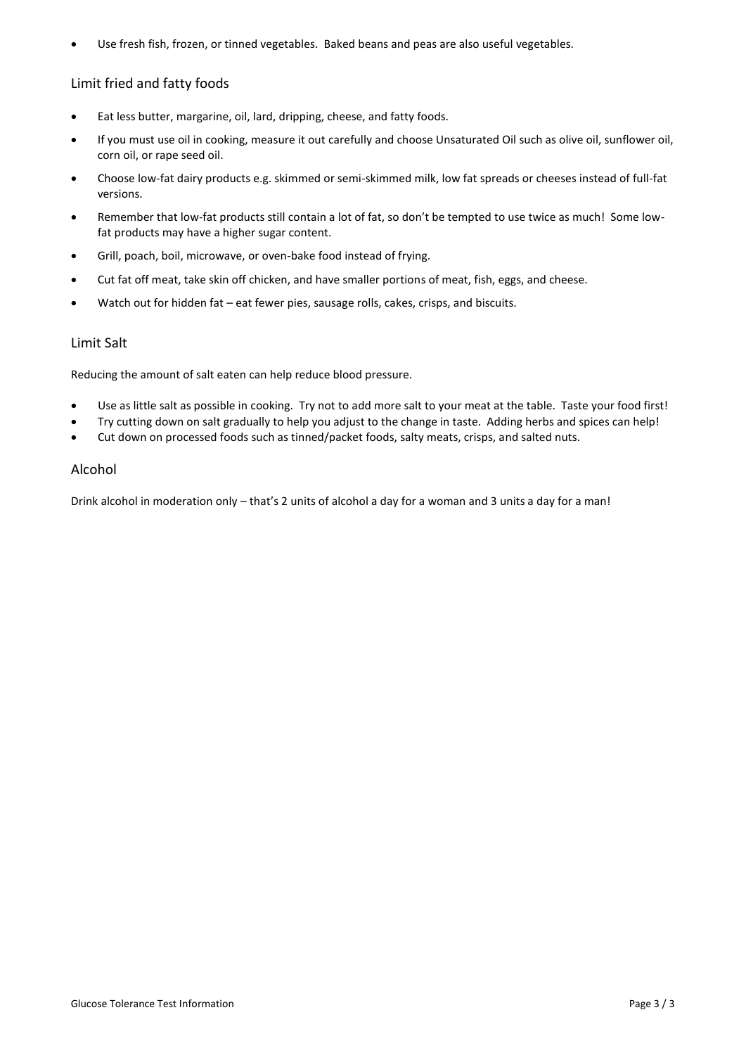- Use fresh fish, frozen, or tinned vegetables. Baked beans and peas are also useful vegetables.

## Limit fried and fatty foods

- Eat less butter, margarine, oil, lard, dripping, cheese, and fatty foods.
- If you must use oil in cooking, measure it out carefully and choose Unsaturated Oil such as olive oil, sunflower oil, corn oil, or rape seed oil.
- Choose low-fat dairy products e.g. skimmed or semi-skimmed milk, low fat spreads or cheeses instead of full-fat versions.
- Remember that low-fat products still contain a lot of fat, so don't be tempted to use twice as much! Some low-fat products may have a higher sugar content.
- Grill, poach, boil, microwave, or oven-bake food instead of frying.
- Cut fat off meat, take skin off chicken, and have smaller portions of meat, fish, eggs, and cheese.
- Watch out for hidden fat – eat fewer pies, sausage rolls, cakes, crisps, and biscuits.

## Limit Salt

Reducing the amount of salt eaten can help reduce blood pressure.

- Use as little salt as possible in cooking. Try not to add more salt to your meat at the table. Taste your food first!
- Try cutting down on salt gradually to help you adjust to the change in taste. Adding herbs and spices can help!
- Cut down on processed foods such as tinned/packet foods, salty meats, crisps, and salted nuts.

## Alcohol

Drink alcohol in moderation only – that's 2 units of alcohol a day for a woman and 3 units a day for a man!